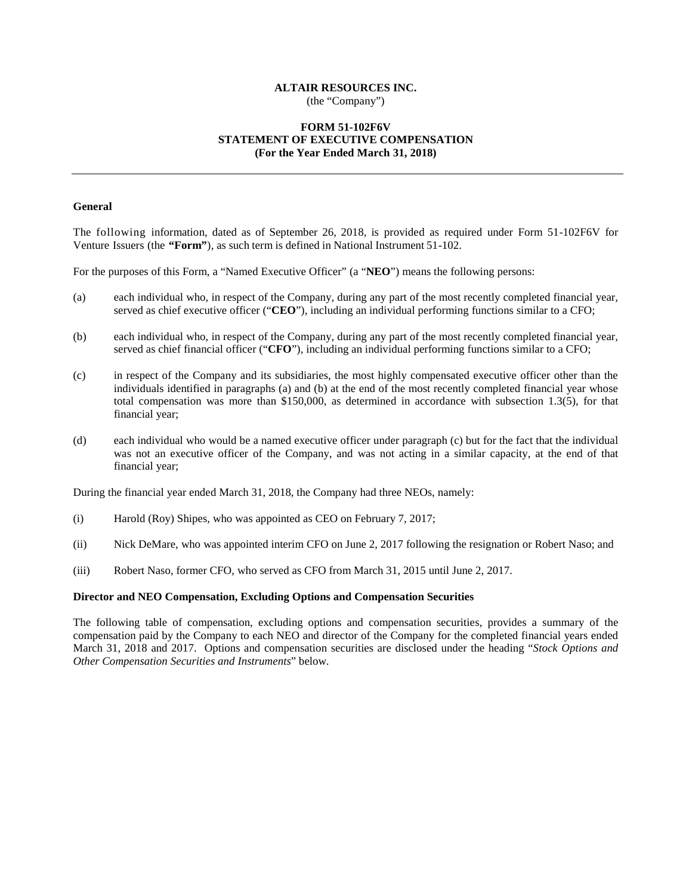**ALTAIR RESOURCES INC.**
(the "Company")

**FORM 51-102F6V**
**STATEMENT OF EXECUTIVE COMPENSATION**
**(For the Year Ended March 31, 2018)**

---

**General**

The following information, dated as of September 26, 2018, is provided as required under Form 51-102F6V for Venture Issuers (the **"Form"**), as such term is defined in National Instrument 51-102.

For the purposes of this Form, a "Named Executive Officer" (a "**NEO**") means the following persons:

(a) each individual who, in respect of the Company, during any part of the most recently completed financial year, served as chief executive officer ("**CEO**"), including an individual performing functions similar to a CFO;

(b) each individual who, in respect of the Company, during any part of the most recently completed financial year, served as chief financial officer ("**CFO**"), including an individual performing functions similar to a CFO;

(c) in respect of the Company and its subsidiaries, the most highly compensated executive officer other than the individuals identified in paragraphs (a) and (b) at the end of the most recently completed financial year whose total compensation was more than $150,000, as determined in accordance with subsection 1.3(5), for that financial year;

(d) each individual who would be a named executive officer under paragraph (c) but for the fact that the individual was not an executive officer of the Company, and was not acting in a similar capacity, at the end of that financial year;

During the financial year ended March 31, 2018, the Company had three NEOs, namely:

(i) Harold (Roy) Shipes, who was appointed as CEO on February 7, 2017;

(ii) Nick DeMare, who was appointed interim CFO on June 2, 2017 following the resignation or Robert Naso; and

(iii) Robert Naso, former CFO, who served as CFO from March 31, 2015 until June 2, 2017.

**Director and NEO Compensation, Excluding Options and Compensation Securities**

The following table of compensation, excluding options and compensation securities, provides a summary of the compensation paid by the Company to each NEO and director of the Company for the completed financial years ended March 31, 2018 and 2017. Options and compensation securities are disclosed under the heading "*Stock Options and Other Compensation Securities and Instruments*" below.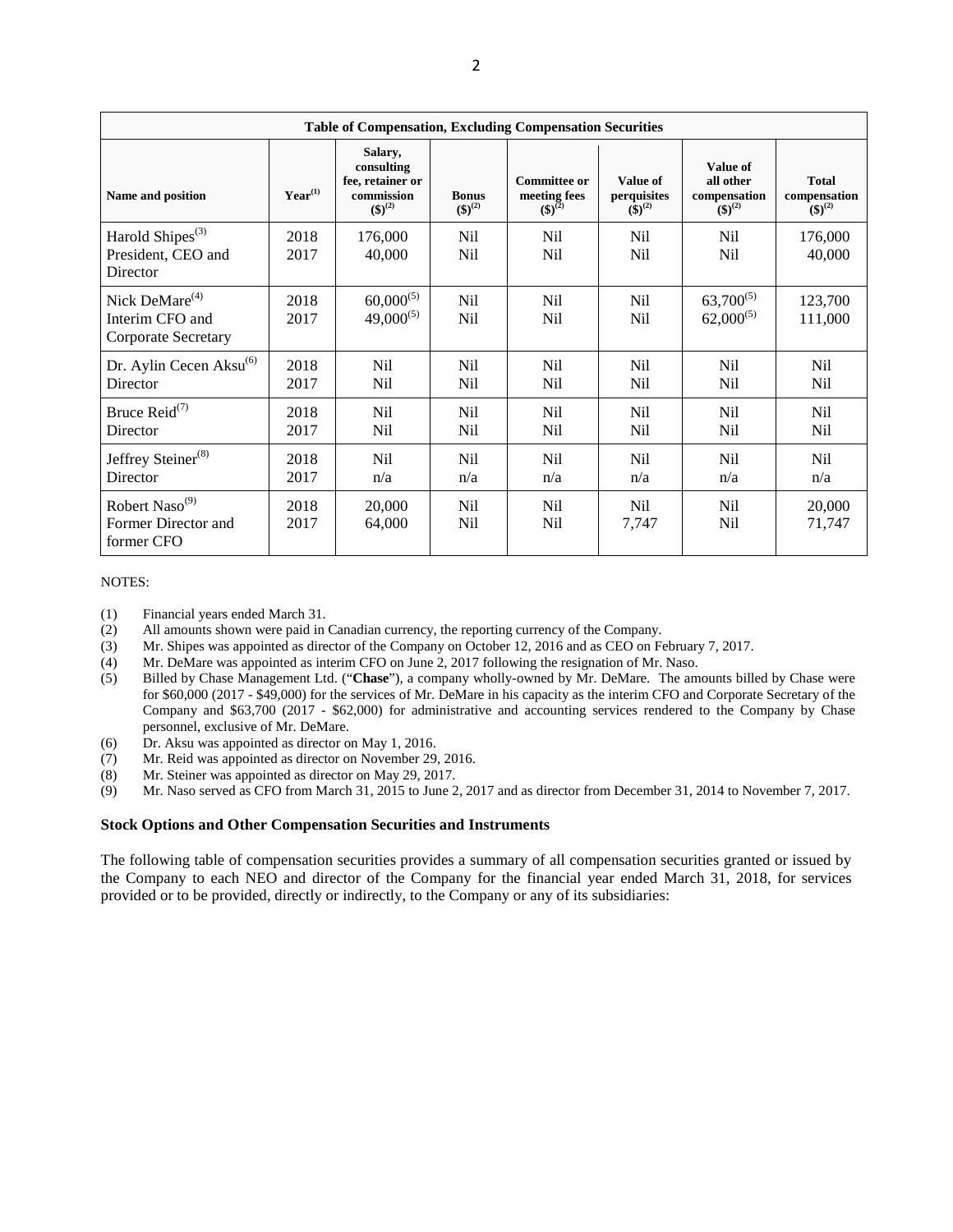| Table of Compensation, Excluding Compensation Securities | | | | | | | |
|---|---|---|---|---|---|---|---|
| Name and position | Year[(1)] | Salary, consulting fee, retainer or commission ($)[(2)] | Bonus ($)[(2)] | Committee or meeting fees ($)[(2)] | Value of perquisites ($)[(2)] | Value of all other compensation ($)[(2)] | Total compensation ($)[(2)] |
| Harold Shipes[(3)] President, CEO and Director | 2018<br>2017 | 176,000<br>40,000 | Nil<br>Nil | Nil<br>Nil | Nil<br>Nil | Nil<br>Nil | 176,000<br>40,000 |
| Nick DeMare[(4)] Interim CFO and Corporate Secretary | 2018<br>2017 | 60,000[(5)]<br>49,000[(5)] | Nil<br>Nil | Nil<br>Nil | Nil<br>Nil | 63,700[(5)]<br>62,000[(5)] | 123,700<br>111,000 |
| Dr. Aylin Cecen Aksu[(6)] Director | 2018<br>2017 | Nil<br>Nil | Nil<br>Nil | Nil<br>Nil | Nil<br>Nil | Nil<br>Nil | Nil<br>Nil |
| Bruce Reid[(7)] Director | 2018<br>2017 | Nil<br>Nil | Nil<br>Nil | Nil<br>Nil | Nil<br>Nil | Nil<br>Nil | Nil<br>Nil |
| Jeffrey Steiner[(8)] Director | 2018<br>2017 | Nil<br>n/a | Nil<br>n/a | Nil<br>n/a | Nil<br>n/a | Nil<br>n/a | Nil<br>n/a |
| Robert Naso[(9)] Former Director and former CFO | 2018<br>2017 | 20,000<br>64,000 | Nil<br>Nil | Nil<br>Nil | Nil<br>7,747 | Nil<br>Nil | 20,000<br>71,747 |

NOTES:

(1) Financial years ended March 31.
(2) All amounts shown were paid in Canadian currency, the reporting currency of the Company.
(3) Mr. Shipes was appointed as director of the Company on October 12, 2016 and as CEO on February 7, 2017.
(4) Mr. DeMare was appointed as interim CFO on June 2, 2017 following the resignation of Mr. Naso.
(5) Billed by Chase Management Ltd. ("**Chase**"), a company wholly-owned by Mr. DeMare. The amounts billed by Chase were for $60,000 (2017 - $49,000) for the services of Mr. DeMare in his capacity as the interim CFO and Corporate Secretary of the Company and $63,700 (2017 - $62,000) for administrative and accounting services rendered to the Company by Chase personnel, exclusive of Mr. DeMare.
(6) Dr. Aksu was appointed as director on May 1, 2016.
(7) Mr. Reid was appointed as director on November 29, 2016.
(8) Mr. Steiner was appointed as director on May 29, 2017.
(9) Mr. Naso served as CFO from March 31, 2015 to June 2, 2017 and as director from December 31, 2014 to November 7, 2017.

**Stock Options and Other Compensation Securities and Instruments**

The following table of compensation securities provides a summary of all compensation securities granted or issued by the Company to each NEO and director of the Company for the financial year ended March 31, 2018, for services provided or to be provided, directly or indirectly, to the Company or any of its subsidiaries: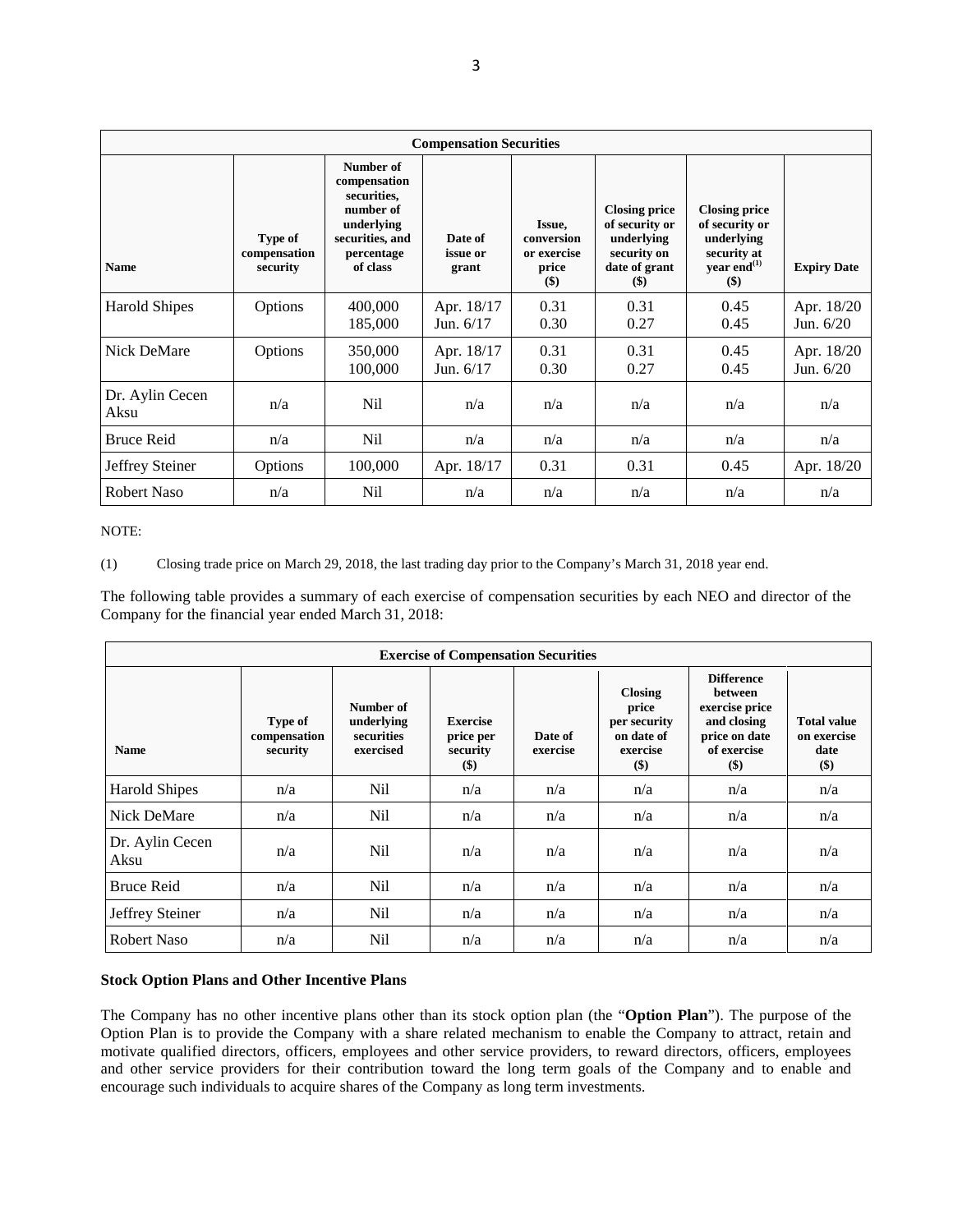| Compensation Securities | | | | | | | |
|---|---|---|---|---|---|---|---|
| **Name** | **Type of compensation security** | **Number of compensation securities, number of underlying securities, and percentage of class** | **Date of issue or grant** | **Issue, conversion or exercise price ($)** | **Closing price of security or underlying security on date of grant ($)** | **Closing price of security or underlying security at year end[(1)] ($)** | **Expiry Date** |
| Harold Shipes | Options | 400,000<br>185,000 | Apr. 18/17<br>Jun. 6/17 | 0.31<br>0.30 | 0.31<br>0.27 | 0.45<br>0.45 | Apr. 18/20<br>Jun. 6/20 |
| Nick DeMare | Options | 350,000<br>100,000 | Apr. 18/17<br>Jun. 6/17 | 0.31<br>0.30 | 0.31<br>0.27 | 0.45<br>0.45 | Apr. 18/20<br>Jun. 6/20 |
| Dr. Aylin Cecen Aksu | n/a | Nil | n/a | n/a | n/a | n/a | n/a |
| Bruce Reid | n/a | Nil | n/a | n/a | n/a | n/a | n/a |
| Jeffrey Steiner | Options | 100,000 | Apr. 18/17 | 0.31 | 0.31 | 0.45 | Apr. 18/20 |
| Robert Naso | n/a | Nil | n/a | n/a | n/a | n/a | n/a |

NOTE:

(1) Closing trade price on March 29, 2018, the last trading day prior to the Company's March 31, 2018 year end.

The following table provides a summary of each exercise of compensation securities by each NEO and director of the Company for the financial year ended March 31, 2018:

| Exercise of Compensation Securities | | | | | | | |
|---|---|---|---|---|---|---|---|
| **Name** | **Type of compensation security** | **Number of underlying securities exercised** | **Exercise price per security ($)** | **Date of exercise** | **Closing price per security on date of exercise ($)** | **Difference between exercise price and closing price on date of exercise ($)** | **Total value on exercise date ($)** |
| Harold Shipes | n/a | Nil | n/a | n/a | n/a | n/a | n/a |
| Nick DeMare | n/a | Nil | n/a | n/a | n/a | n/a | n/a |
| Dr. Aylin Cecen Aksu | n/a | Nil | n/a | n/a | n/a | n/a | n/a |
| Bruce Reid | n/a | Nil | n/a | n/a | n/a | n/a | n/a |
| Jeffrey Steiner | n/a | Nil | n/a | n/a | n/a | n/a | n/a |
| Robert Naso | n/a | Nil | n/a | n/a | n/a | n/a | n/a |

### Stock Option Plans and Other Incentive Plans

The Company has no other incentive plans other than its stock option plan (the "**Option Plan**"). The purpose of the Option Plan is to provide the Company with a share related mechanism to enable the Company to attract, retain and motivate qualified directors, officers, employees and other service providers, to reward directors, officers, employees and other service providers for their contribution toward the long term goals of the Company and to enable and encourage such individuals to acquire shares of the Company as long term investments.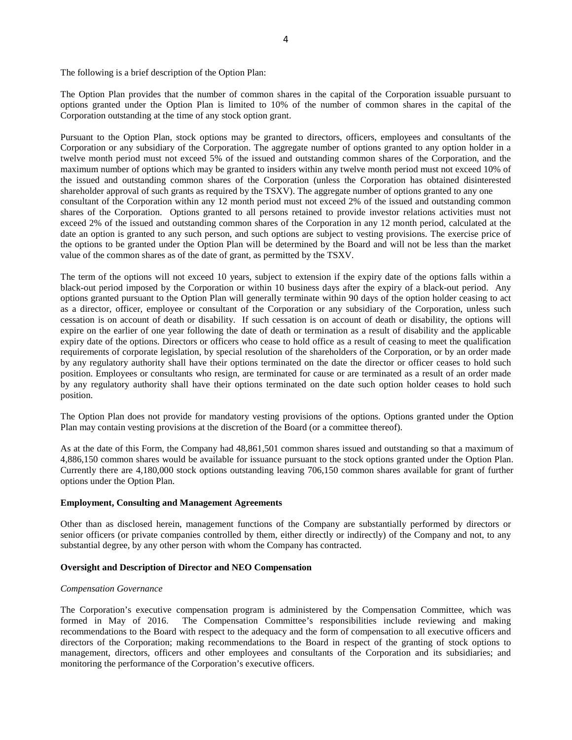The following is a brief description of the Option Plan:

The Option Plan provides that the number of common shares in the capital of the Corporation issuable pursuant to options granted under the Option Plan is limited to 10% of the number of common shares in the capital of the Corporation outstanding at the time of any stock option grant.

Pursuant to the Option Plan, stock options may be granted to directors, officers, employees and consultants of the Corporation or any subsidiary of the Corporation. The aggregate number of options granted to any option holder in a twelve month period must not exceed 5% of the issued and outstanding common shares of the Corporation, and the maximum number of options which may be granted to insiders within any twelve month period must not exceed 10% of the issued and outstanding common shares of the Corporation (unless the Corporation has obtained disinterested shareholder approval of such grants as required by the TSXV). The aggregate number of options granted to any one consultant of the Corporation within any 12 month period must not exceed 2% of the issued and outstanding common shares of the Corporation. Options granted to all persons retained to provide investor relations activities must not exceed 2% of the issued and outstanding common shares of the Corporation in any 12 month period, calculated at the date an option is granted to any such person, and such options are subject to vesting provisions. The exercise price of the options to be granted under the Option Plan will be determined by the Board and will not be less than the market value of the common shares as of the date of grant, as permitted by the TSXV.

The term of the options will not exceed 10 years, subject to extension if the expiry date of the options falls within a black-out period imposed by the Corporation or within 10 business days after the expiry of a black-out period. Any options granted pursuant to the Option Plan will generally terminate within 90 days of the option holder ceasing to act as a director, officer, employee or consultant of the Corporation or any subsidiary of the Corporation, unless such cessation is on account of death or disability. If such cessation is on account of death or disability, the options will expire on the earlier of one year following the date of death or termination as a result of disability and the applicable expiry date of the options. Directors or officers who cease to hold office as a result of ceasing to meet the qualification requirements of corporate legislation, by special resolution of the shareholders of the Corporation, or by an order made by any regulatory authority shall have their options terminated on the date the director or officer ceases to hold such position. Employees or consultants who resign, are terminated for cause or are terminated as a result of an order made by any regulatory authority shall have their options terminated on the date such option holder ceases to hold such position.

The Option Plan does not provide for mandatory vesting provisions of the options. Options granted under the Option Plan may contain vesting provisions at the discretion of the Board (or a committee thereof).

As at the date of this Form, the Company had 48,861,501 common shares issued and outstanding so that a maximum of 4,886,150 common shares would be available for issuance pursuant to the stock options granted under the Option Plan. Currently there are 4,180,000 stock options outstanding leaving 706,150 common shares available for grant of further options under the Option Plan.

**Employment, Consulting and Management Agreements**

Other than as disclosed herein, management functions of the Company are substantially performed by directors or senior officers (or private companies controlled by them, either directly or indirectly) of the Company and not, to any substantial degree, by any other person with whom the Company has contracted.

**Oversight and Description of Director and NEO Compensation**

*Compensation Governance*

The Corporation's executive compensation program is administered by the Compensation Committee, which was formed in May of 2016. The Compensation Committee's responsibilities include reviewing and making recommendations to the Board with respect to the adequacy and the form of compensation to all executive officers and directors of the Corporation; making recommendations to the Board in respect of the granting of stock options to management, directors, officers and other employees and consultants of the Corporation and its subsidiaries; and monitoring the performance of the Corporation's executive officers.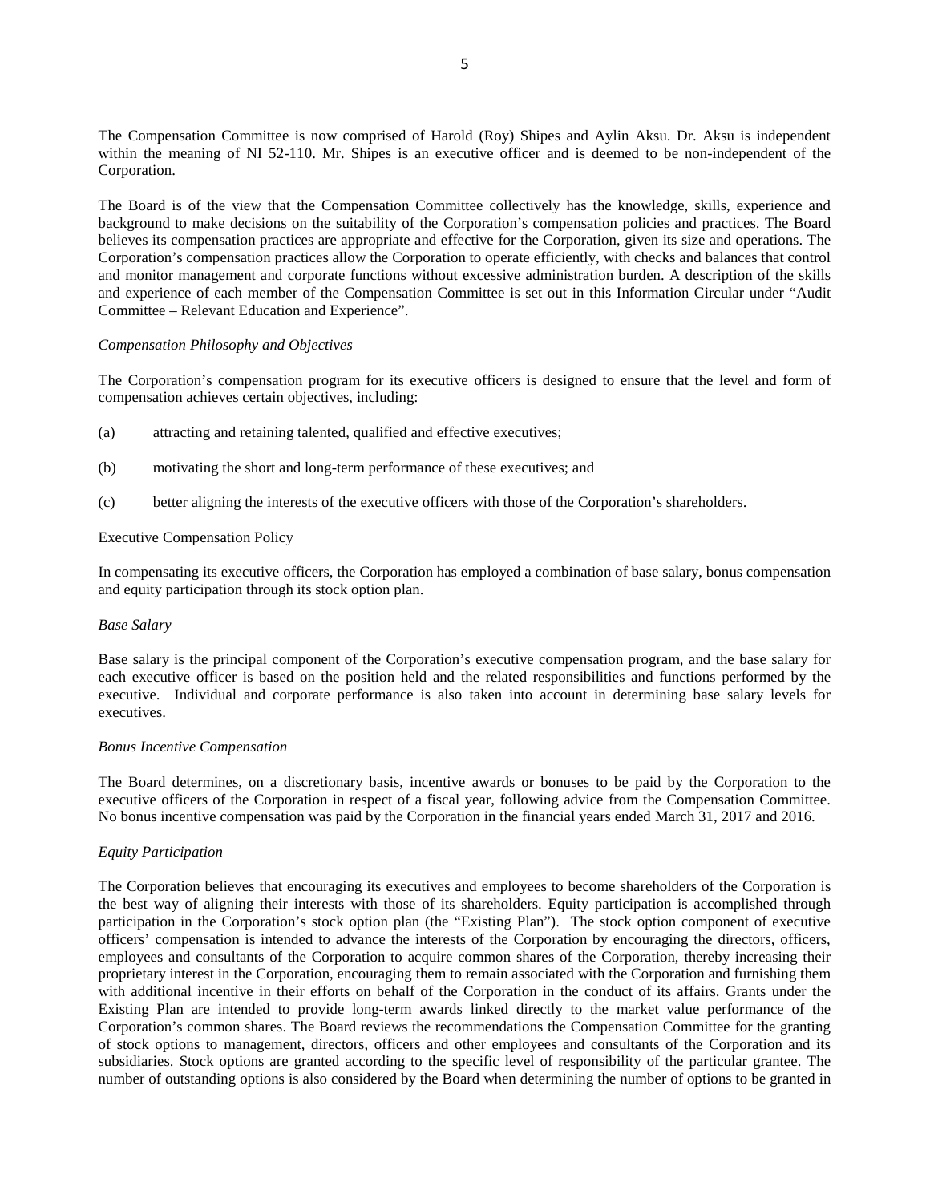The Compensation Committee is now comprised of Harold (Roy) Shipes and Aylin Aksu. Dr. Aksu is independent within the meaning of NI 52-110. Mr. Shipes is an executive officer and is deemed to be non-independent of the Corporation.

The Board is of the view that the Compensation Committee collectively has the knowledge, skills, experience and background to make decisions on the suitability of the Corporation's compensation policies and practices. The Board believes its compensation practices are appropriate and effective for the Corporation, given its size and operations. The Corporation's compensation practices allow the Corporation to operate efficiently, with checks and balances that control and monitor management and corporate functions without excessive administration burden. A description of the skills and experience of each member of the Compensation Committee is set out in this Information Circular under "Audit Committee – Relevant Education and Experience".

*Compensation Philosophy and Objectives*

The Corporation's compensation program for its executive officers is designed to ensure that the level and form of compensation achieves certain objectives, including:

(a) attracting and retaining talented, qualified and effective executives;

(b) motivating the short and long-term performance of these executives; and

(c) better aligning the interests of the executive officers with those of the Corporation's shareholders.

Executive Compensation Policy

In compensating its executive officers, the Corporation has employed a combination of base salary, bonus compensation and equity participation through its stock option plan.

*Base Salary*

Base salary is the principal component of the Corporation's executive compensation program, and the base salary for each executive officer is based on the position held and the related responsibilities and functions performed by the executive. Individual and corporate performance is also taken into account in determining base salary levels for executives.

*Bonus Incentive Compensation*

The Board determines, on a discretionary basis, incentive awards or bonuses to be paid by the Corporation to the executive officers of the Corporation in respect of a fiscal year, following advice from the Compensation Committee. No bonus incentive compensation was paid by the Corporation in the financial years ended March 31, 2017 and 2016.

*Equity Participation*

The Corporation believes that encouraging its executives and employees to become shareholders of the Corporation is the best way of aligning their interests with those of its shareholders. Equity participation is accomplished through participation in the Corporation's stock option plan (the "Existing Plan"). The stock option component of executive officers' compensation is intended to advance the interests of the Corporation by encouraging the directors, officers, employees and consultants of the Corporation to acquire common shares of the Corporation, thereby increasing their proprietary interest in the Corporation, encouraging them to remain associated with the Corporation and furnishing them with additional incentive in their efforts on behalf of the Corporation in the conduct of its affairs. Grants under the Existing Plan are intended to provide long-term awards linked directly to the market value performance of the Corporation's common shares. The Board reviews the recommendations the Compensation Committee for the granting of stock options to management, directors, officers and other employees and consultants of the Corporation and its subsidiaries. Stock options are granted according to the specific level of responsibility of the particular grantee. The number of outstanding options is also considered by the Board when determining the number of options to be granted in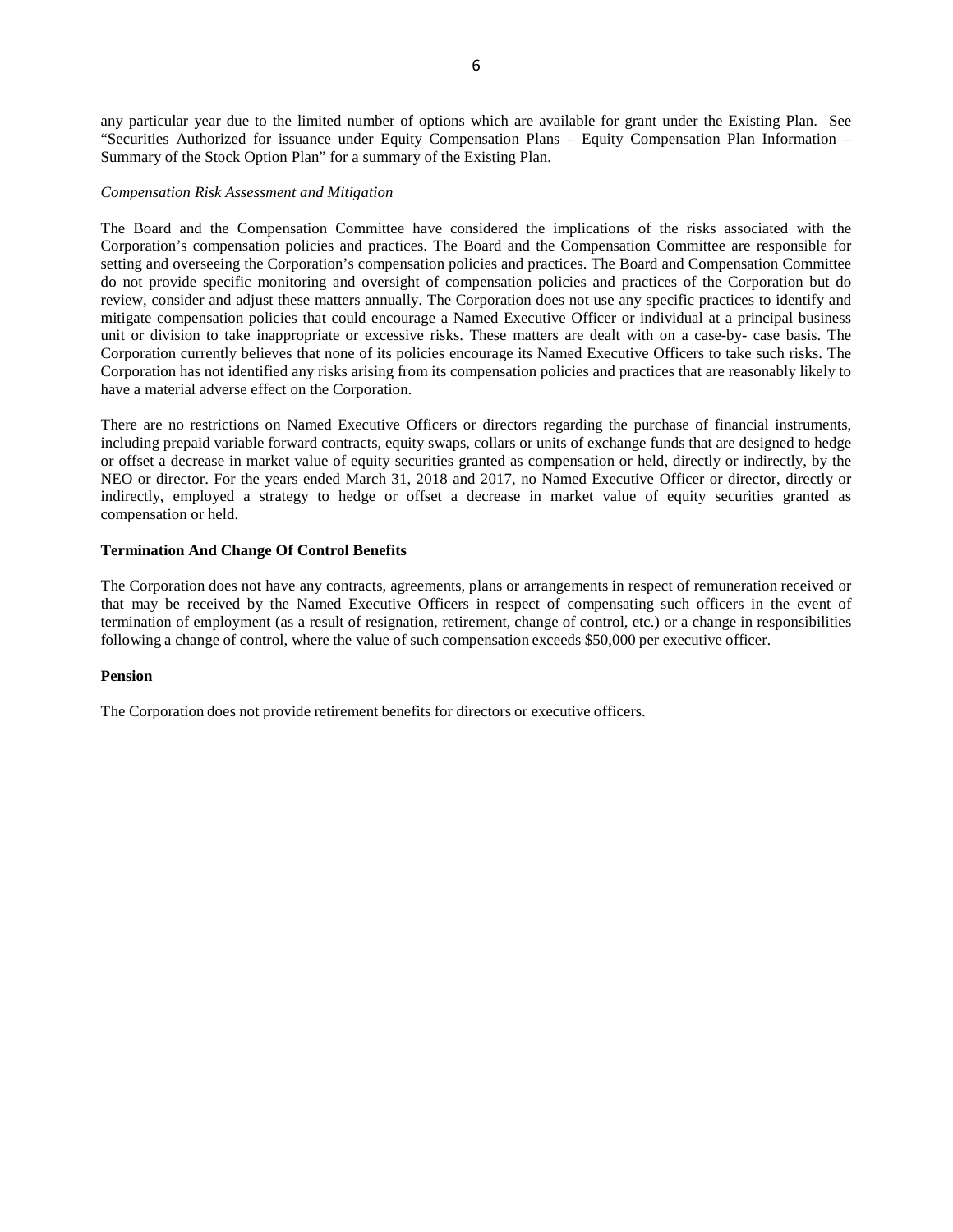any particular year due to the limited number of options which are available for grant under the Existing Plan. See "Securities Authorized for issuance under Equity Compensation Plans – Equity Compensation Plan Information – Summary of the Stock Option Plan" for a summary of the Existing Plan.

*Compensation Risk Assessment and Mitigation*

The Board and the Compensation Committee have considered the implications of the risks associated with the Corporation's compensation policies and practices. The Board and the Compensation Committee are responsible for setting and overseeing the Corporation's compensation policies and practices. The Board and Compensation Committee do not provide specific monitoring and oversight of compensation policies and practices of the Corporation but do review, consider and adjust these matters annually. The Corporation does not use any specific practices to identify and mitigate compensation policies that could encourage a Named Executive Officer or individual at a principal business unit or division to take inappropriate or excessive risks. These matters are dealt with on a case-by- case basis. The Corporation currently believes that none of its policies encourage its Named Executive Officers to take such risks. The Corporation has not identified any risks arising from its compensation policies and practices that are reasonably likely to have a material adverse effect on the Corporation.

There are no restrictions on Named Executive Officers or directors regarding the purchase of financial instruments, including prepaid variable forward contracts, equity swaps, collars or units of exchange funds that are designed to hedge or offset a decrease in market value of equity securities granted as compensation or held, directly or indirectly, by the NEO or director. For the years ended March 31, 2018 and 2017, no Named Executive Officer or director, directly or indirectly, employed a strategy to hedge or offset a decrease in market value of equity securities granted as compensation or held.

**Termination And Change Of Control Benefits**

The Corporation does not have any contracts, agreements, plans or arrangements in respect of remuneration received or that may be received by the Named Executive Officers in respect of compensating such officers in the event of termination of employment (as a result of resignation, retirement, change of control, etc.) or a change in responsibilities following a change of control, where the value of such compensation exceeds $50,000 per executive officer.

**Pension**

The Corporation does not provide retirement benefits for directors or executive officers.